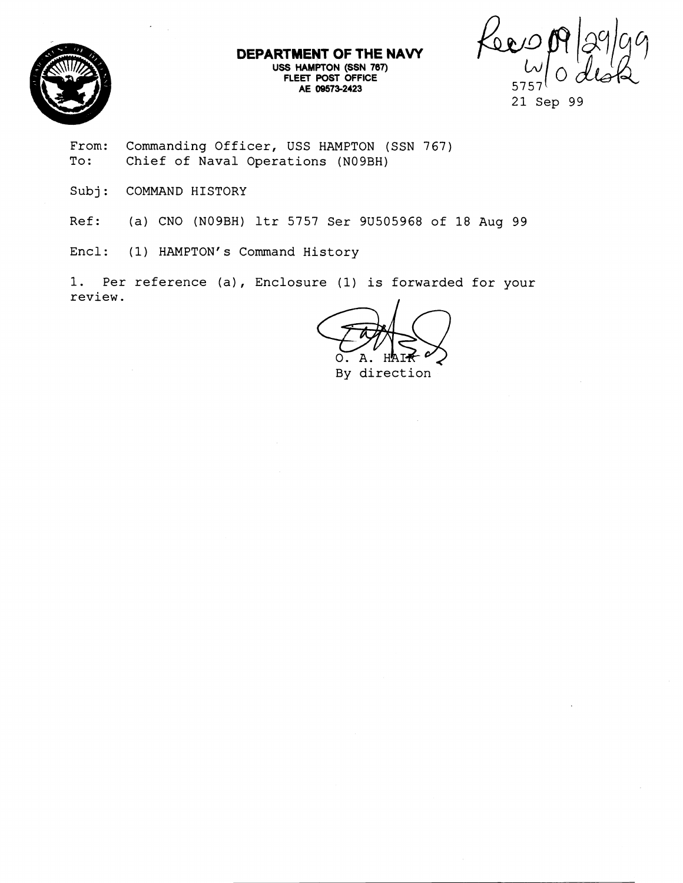**DEPARTMENT OF THE NAVY**
USS HAMPTON (SSN 767)
FLEET POST OFFICE
AE 09573-2423

Recd 09/29/99
w/o disk

5757
21 Sep 99

From: Commanding Officer, USS HAMPTON (SSN 767)
To: Chief of Naval Operations (N09BH)

Subj: COMMAND HISTORY

Ref: (a) CNO (N09BH) ltr 5757 Ser 9U505968 of 18 Aug 99

Encl: (1) HAMPTON's Command History

1. Per reference (a), Enclosure (1) is forwarded for your review.

O. A. HAIK
By direction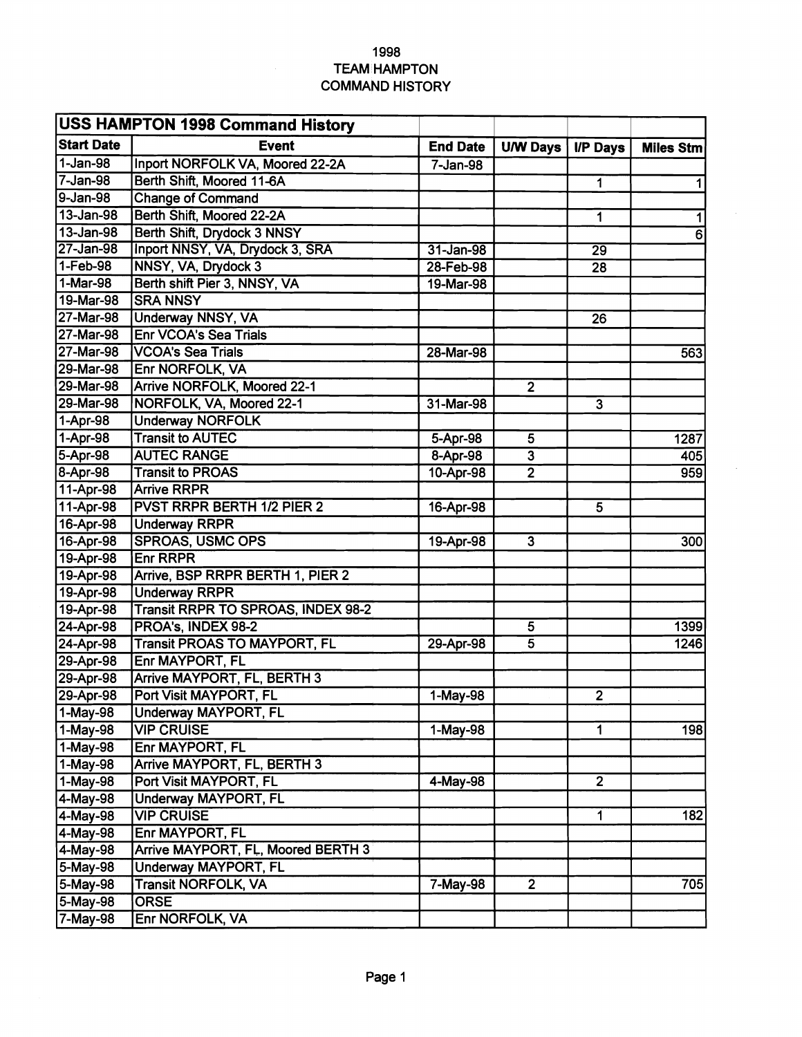1998
TEAM HAMPTON
COMMAND HISTORY

| USS HAMPTON 1998 Command History | | | | | |
|---|---|---|---|---|---|
| **Start Date** | **Event** | **End Date** | **U/W Days** | **I/P Days** | **Miles Stm** |
| 1-Jan-98 | Inport NORFOLK VA, Moored 22-2A | 7-Jan-98 | | | |
| 7-Jan-98 | Berth Shift, Moored 11-6A | | | 1 | 1 |
| 9-Jan-98 | Change of Command | | | | |
| 13-Jan-98 | Berth Shift, Moored 22-2A | | | 1 | 1 |
| 13-Jan-98 | Berth Shift, Drydock 3 NNSY | | | | 6 |
| 27-Jan-98 | Inport NNSY, VA, Drydock 3, SRA | 31-Jan-98 | | 29 | |
| 1-Feb-98 | NNSY, VA, Drydock 3 | 28-Feb-98 | | 28 | |
| 1-Mar-98 | Berth shift Pier 3, NNSY, VA | 19-Mar-98 | | | |
| 19-Mar-98 | SRA NNSY | | | | |
| 27-Mar-98 | Underway NNSY, VA | | | 26 | |
| 27-Mar-98 | Enr VCOA's Sea Trials | | | | |
| 27-Mar-98 | VCOA's Sea Trials | 28-Mar-98 | | | 563 |
| 29-Mar-98 | Enr NORFOLK, VA | | | | |
| 29-Mar-98 | Arrive NORFOLK, Moored 22-1 | | 2 | | |
| 29-Mar-98 | NORFOLK, VA, Moored 22-1 | 31-Mar-98 | | 3 | |
| 1-Apr-98 | Underway NORFOLK | | | | |
| 1-Apr-98 | Transit to AUTEC | 5-Apr-98 | 5 | | 1287 |
| 5-Apr-98 | AUTEC RANGE | 8-Apr-98 | 3 | | 405 |
| 8-Apr-98 | Transit to PROAS | 10-Apr-98 | 2 | | 959 |
| 11-Apr-98 | Arrive RRPR | | | | |
| 11-Apr-98 | PVST RRPR BERTH 1/2 PIER 2 | 16-Apr-98 | | 5 | |
| 16-Apr-98 | Underway RRPR | | | | |
| 16-Apr-98 | SPROAS, USMC OPS | 19-Apr-98 | 3 | | 300 |
| 19-Apr-98 | Enr RRPR | | | | |
| 19-Apr-98 | Arrive, BSP RRPR BERTH 1, PIER 2 | | | | |
| 19-Apr-98 | Underway RRPR | | | | |
| 19-Apr-98 | Transit RRPR TO SPROAS, INDEX 98-2 | | | | |
| 24-Apr-98 | PROA's, INDEX 98-2 | | 5 | | 1399 |
| 24-Apr-98 | Transit PROAS TO MAYPORT, FL | 29-Apr-98 | 5 | | 1246 |
| 29-Apr-98 | Enr MAYPORT, FL | | | | |
| 29-Apr-98 | Arrive MAYPORT, FL, BERTH 3 | | | | |
| 29-Apr-98 | Port Visit MAYPORT, FL | 1-May-98 | | 2 | |
| 1-May-98 | Underway MAYPORT, FL | | | | |
| 1-May-98 | VIP CRUISE | 1-May-98 | | 1 | 198 |
| 1-May-98 | Enr MAYPORT, FL | | | | |
| 1-May-98 | Arrive MAYPORT, FL, BERTH 3 | | | | |
| 1-May-98 | Port Visit MAYPORT, FL | 4-May-98 | | 2 | |
| 4-May-98 | Underway MAYPORT, FL | | | | |
| 4-May-98 | VIP CRUISE | | | 1 | 182 |
| 4-May-98 | Enr MAYPORT, FL | | | | |
| 4-May-98 | Arrive MAYPORT, FL, Moored BERTH 3 | | | | |
| 5-May-98 | Underway MAYPORT, FL | | | | |
| 5-May-98 | Transit NORFOLK, VA | 7-May-98 | 2 | | 705 |
| 5-May-98 | ORSE | | | | |
| 7-May-98 | Enr NORFOLK, VA | | | | |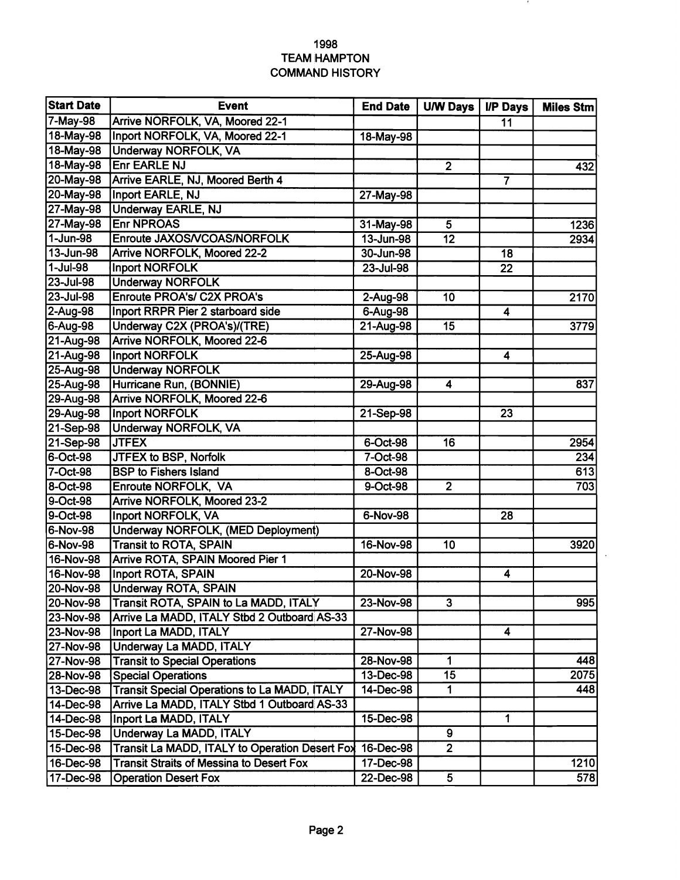# 1998
# TEAM HAMPTON
# COMMAND HISTORY

| Start Date | Event | End Date | U/W Days | I/P Days | Miles Stm |
|---|---|---|---|---|---|
| 7-May-98 | Arrive NORFOLK, VA, Moored 22-1 | | | 11 | |
| 18-May-98 | Inport NORFOLK, VA, Moored 22-1 | 18-May-98 | | | |
| 18-May-98 | Underway NORFOLK, VA | | | | |
| 18-May-98 | Enr EARLE NJ | | 2 | | 432 |
| 20-May-98 | Arrive EARLE, NJ, Moored Berth 4 | | | 7 | |
| 20-May-98 | Inport EARLE, NJ | 27-May-98 | | | |
| 27-May-98 | Underway EARLE, NJ | | | | |
| 27-May-98 | Enr NPROAS | 31-May-98 | 5 | | 1236 |
| 1-Jun-98 | Enroute JAXOS/VCOAS/NORFOLK | 13-Jun-98 | 12 | | 2934 |
| 13-Jun-98 | Arrive NORFOLK, Moored 22-2 | 30-Jun-98 | | 18 | |
| 1-Jul-98 | Inport NORFOLK | 23-Jul-98 | | 22 | |
| 23-Jul-98 | Underway NORFOLK | | | | |
| 23-Jul-98 | Enroute PROA's/ C2X PROA's | 2-Aug-98 | 10 | | 2170 |
| 2-Aug-98 | Inport RRPR Pier 2 starboard side | 6-Aug-98 | | 4 | |
| 6-Aug-98 | Underway C2X (PROA's)/(TRE) | 21-Aug-98 | 15 | | 3779 |
| 21-Aug-98 | Arrive NORFOLK, Moored 22-6 | | | | |
| 21-Aug-98 | Inport NORFOLK | 25-Aug-98 | | 4 | |
| 25-Aug-98 | Underway NORFOLK | | | | |
| 25-Aug-98 | Hurricane Run, (BONNIE) | 29-Aug-98 | 4 | | 837 |
| 29-Aug-98 | Arrive NORFOLK, Moored 22-6 | | | | |
| 29-Aug-98 | Inport NORFOLK | 21-Sep-98 | | 23 | |
| 21-Sep-98 | Underway NORFOLK, VA | | | | |
| 21-Sep-98 | JTFEX | 6-Oct-98 | 16 | | 2954 |
| 6-Oct-98 | JTFEX to BSP, Norfolk | 7-Oct-98 | | | 234 |
| 7-Oct-98 | BSP to Fishers Island | 8-Oct-98 | | | 613 |
| 8-Oct-98 | Enroute NORFOLK, VA | 9-Oct-98 | 2 | | 703 |
| 9-Oct-98 | Arrive NORFOLK, Moored 23-2 | | | | |
| 9-Oct-98 | Inport NORFOLK, VA | 6-Nov-98 | | 28 | |
| 6-Nov-98 | Underway NORFOLK, (MED Deployment) | | | | |
| 6-Nov-98 | Transit to ROTA, SPAIN | 16-Nov-98 | 10 | | 3920 |
| 16-Nov-98 | Arrive ROTA, SPAIN Moored Pier 1 | | | | |
| 16-Nov-98 | Inport ROTA, SPAIN | 20-Nov-98 | | 4 | |
| 20-Nov-98 | Underway ROTA, SPAIN | | | | |
| 20-Nov-98 | Transit ROTA, SPAIN to La MADD, ITALY | 23-Nov-98 | 3 | | 995 |
| 23-Nov-98 | Arrive La MADD, ITALY Stbd 2 Outboard AS-33 | | | | |
| 23-Nov-98 | Inport La MADD, ITALY | 27-Nov-98 | | 4 | |
| 27-Nov-98 | Underway La MADD, ITALY | | | | |
| 27-Nov-98 | Transit to Special Operations | 28-Nov-98 | 1 | | 448 |
| 28-Nov-98 | Special Operations | 13-Dec-98 | 15 | | 2075 |
| 13-Dec-98 | Transit Special Operations to La MADD, ITALY | 14-Dec-98 | 1 | | 448 |
| 14-Dec-98 | Arrive La MADD, ITALY Stbd 1 Outboard AS-33 | | | | |
| 14-Dec-98 | Inport La MADD, ITALY | 15-Dec-98 | | 1 | |
| 15-Dec-98 | Underway La MADD, ITALY | | 9 | | |
| 15-Dec-98 | Transit La MADD, ITALY to Operation Desert Fox | 16-Dec-98 | 2 | | |
| 16-Dec-98 | Transit Straits of Messina to Desert Fox | 17-Dec-98 | | | 1210 |
| 17-Dec-98 | Operation Desert Fox | 22-Dec-98 | 5 | | 578 |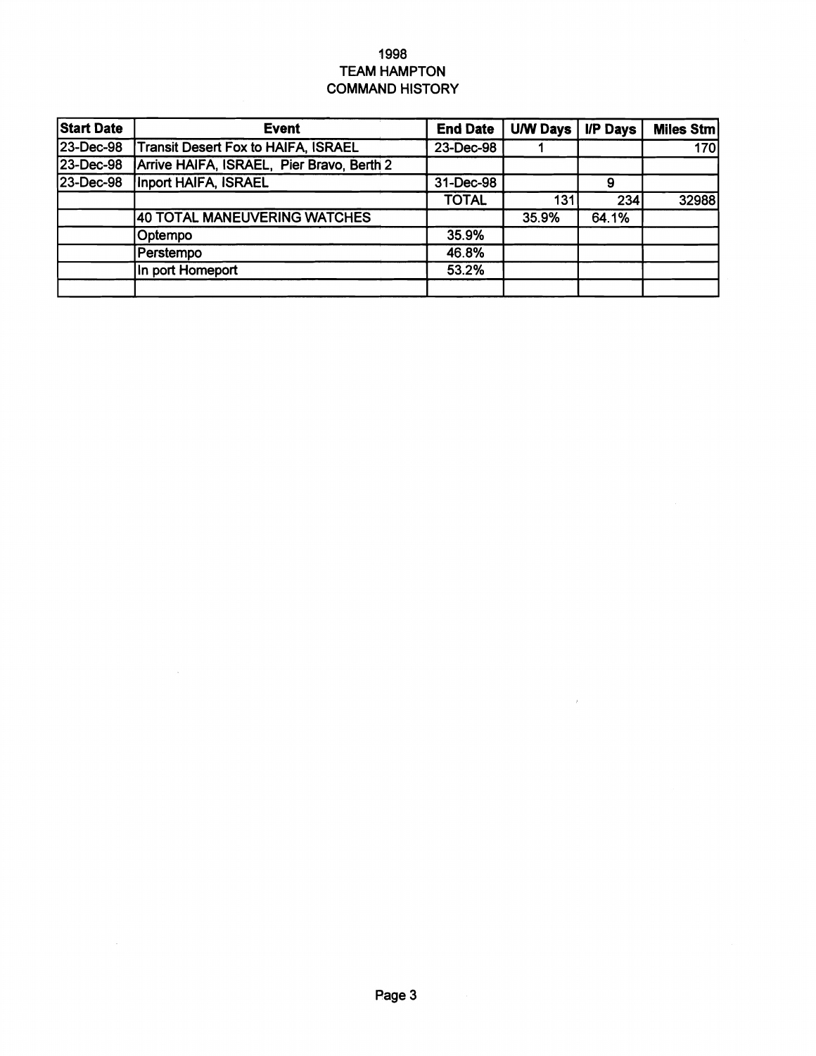# 1998
# TEAM HAMPTON
# COMMAND HISTORY

| Start Date | Event | End Date | U/W Days | I/P Days | Miles Stm |
|---|---|---|---|---|---|
| 23-Dec-98 | Transit Desert Fox to HAIFA, ISRAEL | 23-Dec-98 | 1 | | 170 |
| 23-Dec-98 | Arrive HAIFA, ISRAEL, Pier Bravo, Berth 2 | | | | |
| 23-Dec-98 | Inport HAIFA, ISRAEL | 31-Dec-98 | | 9 | |
| | | TOTAL | 131 | 234 | 32988 |
| | 40 TOTAL MANEUVERING WATCHES | | 35.9% | 64.1% | |
| | Optempo | 35.9% | | | |
| | Perstempo | 46.8% | | | |
| | In port Homeport | 53.2% | | | |
| | | | | | |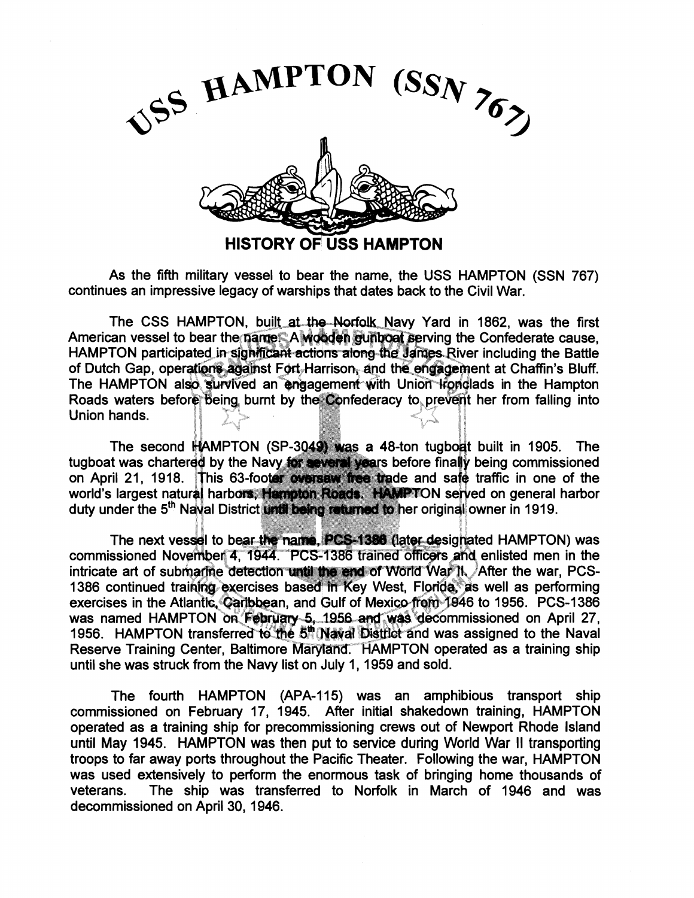# USS HAMPTON (SSN 767)

## HISTORY OF USS HAMPTON

As the fifth military vessel to bear the name, the USS HAMPTON (SSN 767) continues an impressive legacy of warships that dates back to the Civil War.

The CSS HAMPTON, built at the Norfolk Navy Yard in 1862, was the first American vessel to bear the name. A wooden gunboat serving the Confederate cause, HAMPTON participated in significant actions along the James River including the Battle of Dutch Gap, operations against Fort Harrison, and the engagement at Chaffin's Bluff. The HAMPTON also survived an engagement with Union Ironclads in the Hampton Roads waters before being burnt by the Confederacy to prevent her from falling into Union hands.

The second HAMPTON (SP-3049) was a 48-ton tugboat built in 1905. The tugboat was chartered by the Navy for several years before finally being commissioned on April 21, 1918. This 63-footer oversaw free trade and safe traffic in one of the world's largest natural harbors, Hampton Roads. HAMPTON served on general harbor duty under the 5th Naval District until being returned to her original owner in 1919.

The next vessel to bear the name, PCS-1386 (later designated HAMPTON) was commissioned November 4, 1944. PCS-1386 trained officers and enlisted men in the intricate art of submarine detection until the end of World War II. After the war, PCS-1386 continued training exercises based in Key West, Florida, as well as performing exercises in the Atlantic, Caribbean, and Gulf of Mexico from 1946 to 1956. PCS-1386 was named HAMPTON on February 5, 1956 and was decommissioned on April 27, 1956. HAMPTON transferred to the 5th Naval District and was assigned to the Naval Reserve Training Center, Baltimore Maryland. HAMPTON operated as a training ship until she was struck from the Navy list on July 1, 1959 and sold.

The fourth HAMPTON (APA-115) was an amphibious transport ship commissioned on February 17, 1945. After initial shakedown training, HAMPTON operated as a training ship for precommissioning crews out of Newport Rhode Island until May 1945. HAMPTON was then put to service during World War II transporting troops to far away ports throughout the Pacific Theater. Following the war, HAMPTON was used extensively to perform the enormous task of bringing home thousands of veterans. The ship was transferred to Norfolk in March of 1946 and was decommissioned on April 30, 1946.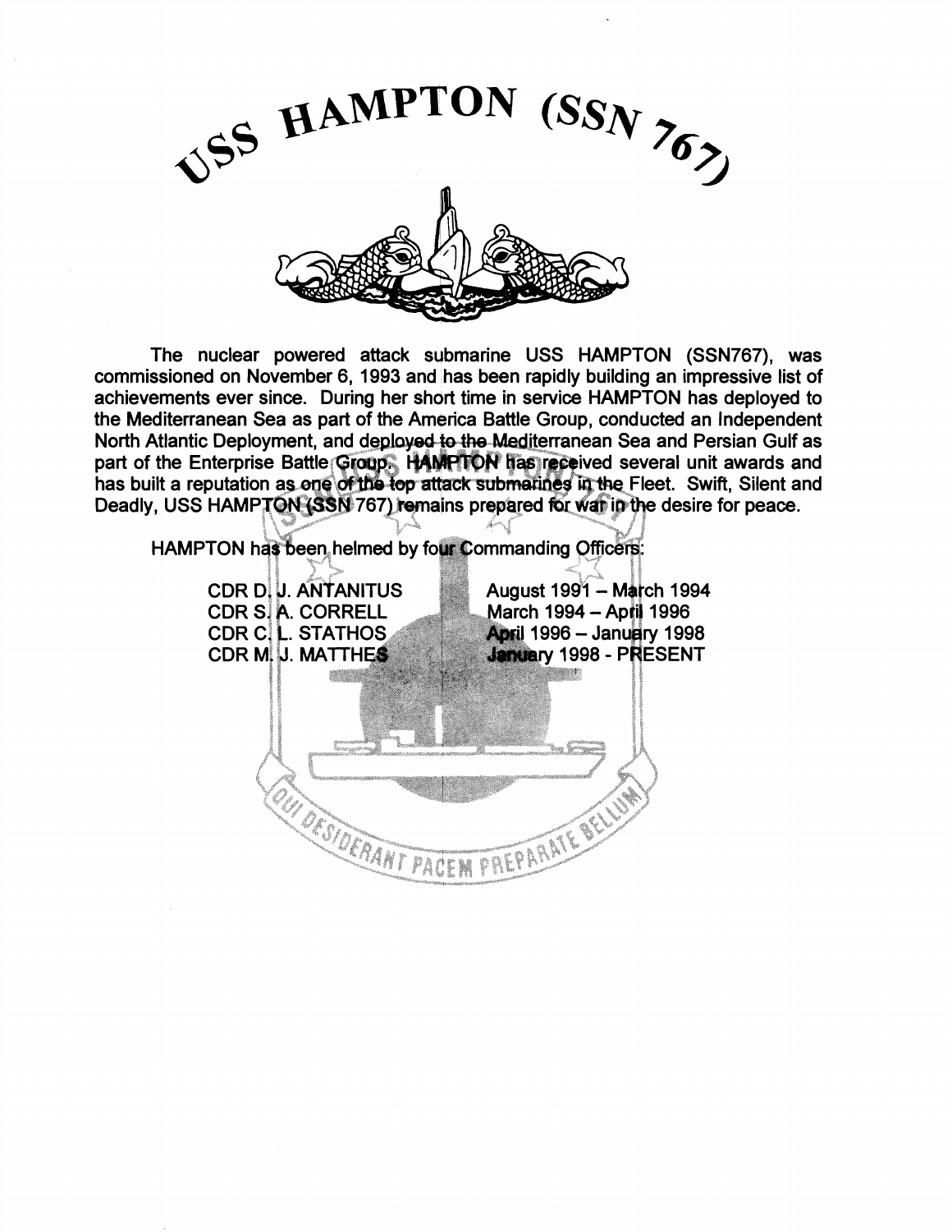# USS HAMPTON (SSN 767)

The nuclear powered attack submarine USS HAMPTON (SSN767), was commissioned on November 6, 1993 and has been rapidly building an impressive list of achievements ever since. During her short time in service HAMPTON has deployed to the Mediterranean Sea as part of the America Battle Group, conducted an Independent North Atlantic Deployment, and deployed to the Mediterranean Sea and Persian Gulf as part of the Enterprise Battle Group. HAMPTON has received several unit awards and has built a reputation as one of the top attack submarines in the Fleet. Swift, Silent and Deadly, USS HAMPTON (SSN 767) remains prepared for war in the desire for peace.

HAMPTON has been helmed by four Commanding Officers:

| | |
|---|---|
| CDR D. J. ANTANITUS | August 1991 – March 1994 |
| CDR S. A. CORRELL | March 1994 – April 1996 |
| CDR C. L. STATHOS | April 1996 – January 1998 |
| CDR M. J. MATTHES | January 1998 - PRESENT |

QUI DESIDERANT PACEM PREPARATE BELLUM